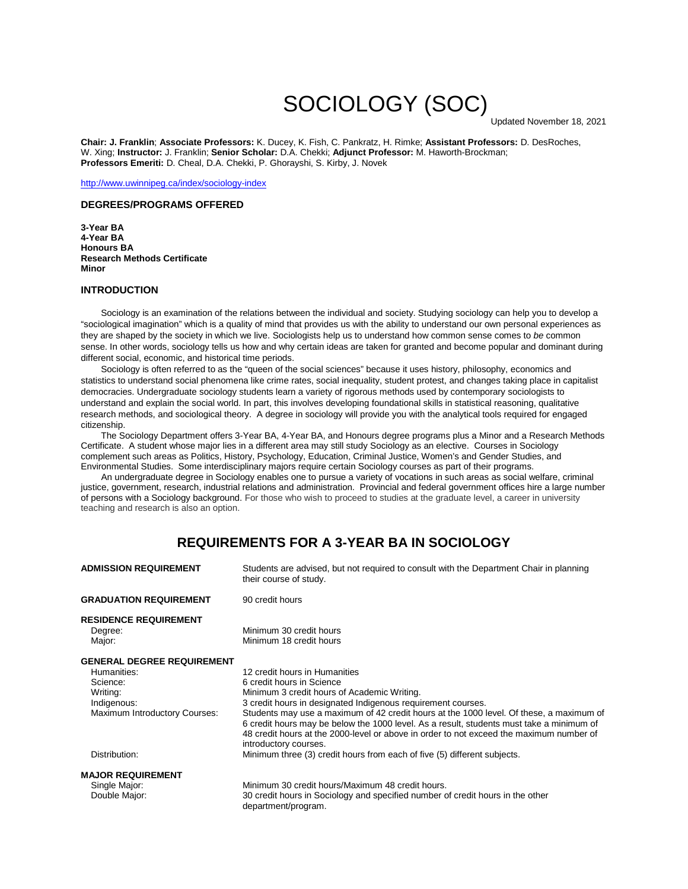# SOCIOLOGY (SOC)

Updated November 18, 2021

**Chair: J. Franklin**; **Associate Professors:** K. Ducey, K. Fish, C. Pankratz, H. Rimke; **Assistant Professors:** D. DesRoches, W. Xing; **Instructor:** J. Franklin; **Senior Scholar:** D.A. Chekki; **Adjunct Professor:** M. Haworth-Brockman; **Professors Emeriti:** D. Cheal, D.A. Chekki, P. Ghorayshi, S. Kirby, J. Novek

http://www.uwinnipeg.ca/index/sociology-index

### DEGREES/PROGRAMS OFFERED

**3-Year BA**
**4-Year BA**
**Honours BA**
**Research Methods Certificate**
**Minor**

### INTRODUCTION

Sociology is an examination of the relations between the individual and society. Studying sociology can help you to develop a "sociological imagination" which is a quality of mind that provides us with the ability to understand our own personal experiences as they are shaped by the society in which we live. Sociologists help us to understand how common sense comes to *be* common sense. In other words, sociology tells us how and why certain ideas are taken for granted and become popular and dominant during different social, economic, and historical time periods.

Sociology is often referred to as the "queen of the social sciences" because it uses history, philosophy, economics and statistics to understand social phenomena like crime rates, social inequality, student protest, and changes taking place in capitalist democracies. Undergraduate sociology students learn a variety of rigorous methods used by contemporary sociologists to understand and explain the social world. In part, this involves developing foundational skills in statistical reasoning, qualitative research methods, and sociological theory. A degree in sociology will provide you with the analytical tools required for engaged citizenship.

The Sociology Department offers 3-Year BA, 4-Year BA, and Honours degree programs plus a Minor and a Research Methods Certificate. A student whose major lies in a different area may still study Sociology as an elective. Courses in Sociology complement such areas as Politics, History, Psychology, Education, Criminal Justice, Women's and Gender Studies, and Environmental Studies. Some interdisciplinary majors require certain Sociology courses as part of their programs.

An undergraduate degree in Sociology enables one to pursue a variety of vocations in such areas as social welfare, criminal justice, government, research, industrial relations and administration. Provincial and federal government offices hire a large number of persons with a Sociology background. For those who wish to proceed to studies at the graduate level, a career in university teaching and research is also an option.

## REQUIREMENTS FOR A 3-YEAR BA IN SOCIOLOGY

**ADMISSION REQUIREMENT** — Students are advised, but not required to consult with the Department Chair in planning their course of study.

**GRADUATION REQUIREMENT** — 90 credit hours

**RESIDENCE REQUIREMENT**
- Degree: Minimum 30 credit hours
- Major: Minimum 18 credit hours

**GENERAL DEGREE REQUIREMENT**
- Humanities: 12 credit hours in Humanities
- Science: 6 credit hours in Science
- Writing: Minimum 3 credit hours of Academic Writing.
- Indigenous: 3 credit hours in designated Indigenous requirement courses.
- Maximum Introductory Courses: Students may use a maximum of 42 credit hours at the 1000 level. Of these, a maximum of 6 credit hours may be below the 1000 level. As a result, students must take a minimum of 48 credit hours at the 2000-level or above in order to not exceed the maximum number of introductory courses.
- Distribution: Minimum three (3) credit hours from each of five (5) different subjects.

**MAJOR REQUIREMENT**
- Single Major: Minimum 30 credit hours/Maximum 48 credit hours.
- Double Major: 30 credit hours in Sociology and specified number of credit hours in the other department/program.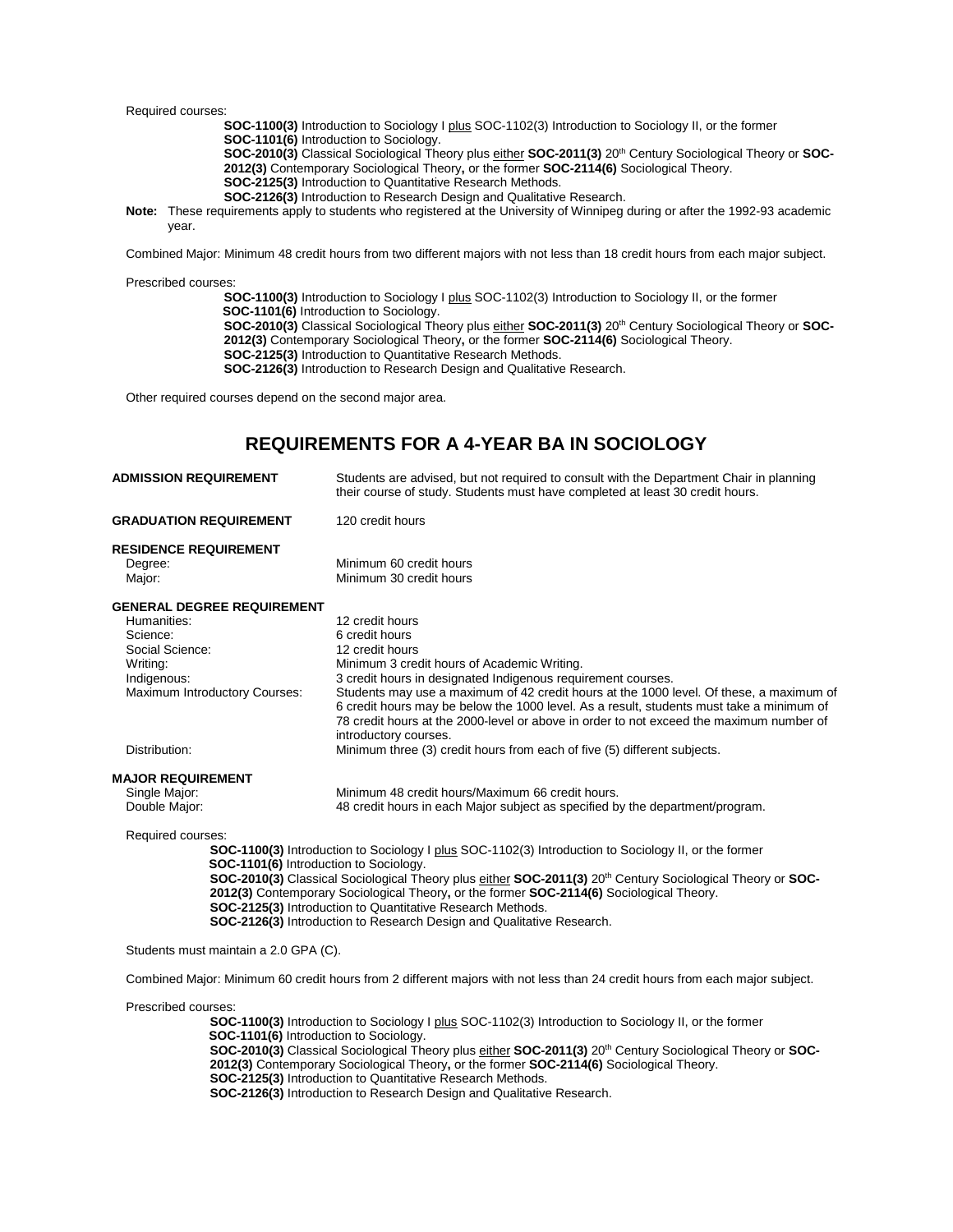Required courses:

> **SOC-1100(3)** Introduction to Sociology I plus SOC-1102(3) Introduction to Sociology II, or the former **SOC-1101(6)** Introduction to Sociology.
> **SOC-2010(3)** Classical Sociological Theory plus either **SOC-2011(3)** 20th Century Sociological Theory or **SOC-2012(3)** Contemporary Sociological Theory**,** or the former **SOC-2114(6)** Sociological Theory.
> **SOC-2125(3)** Introduction to Quantitative Research Methods.
> **SOC-2126(3)** Introduction to Research Design and Qualitative Research.

**Note:** These requirements apply to students who registered at the University of Winnipeg during or after the 1992-93 academic year.

Combined Major: Minimum 48 credit hours from two different majors with not less than 18 credit hours from each major subject.

Prescribed courses:

> **SOC-1100(3)** Introduction to Sociology I plus SOC-1102(3) Introduction to Sociology II, or the former **SOC-1101(6)** Introduction to Sociology.
> **SOC-2010(3)** Classical Sociological Theory plus either **SOC-2011(3)** 20th Century Sociological Theory or **SOC-2012(3)** Contemporary Sociological Theory**,** or the former **SOC-2114(6)** Sociological Theory.
> **SOC-2125(3)** Introduction to Quantitative Research Methods.
> **SOC-2126(3)** Introduction to Research Design and Qualitative Research.

Other required courses depend on the second major area.

## REQUIREMENTS FOR A 4-YEAR BA IN SOCIOLOGY

**ADMISSION REQUIREMENT** — Students are advised, but not required to consult with the Department Chair in planning their course of study. Students must have completed at least 30 credit hours.

**GRADUATION REQUIREMENT** — 120 credit hours

**RESIDENCE REQUIREMENT**

- Degree: Minimum 60 credit hours
- Major: Minimum 30 credit hours

**GENERAL DEGREE REQUIREMENT**

- Humanities: 12 credit hours
- Science: 6 credit hours
- Social Science: 12 credit hours
- Writing: Minimum 3 credit hours of Academic Writing.
- Indigenous: 3 credit hours in designated Indigenous requirement courses.
- Maximum Introductory Courses: Students may use a maximum of 42 credit hours at the 1000 level. Of these, a maximum of 6 credit hours may be below the 1000 level. As a result, students must take a minimum of 78 credit hours at the 2000-level or above in order to not exceed the maximum number of introductory courses.
- Distribution: Minimum three (3) credit hours from each of five (5) different subjects.

**MAJOR REQUIREMENT**

- Single Major: Minimum 48 credit hours/Maximum 66 credit hours.
- Double Major: 48 credit hours in each Major subject as specified by the department/program.

Required courses:

> **SOC-1100(3)** Introduction to Sociology I plus SOC-1102(3) Introduction to Sociology II, or the former **SOC-1101(6)** Introduction to Sociology.
> **SOC-2010(3)** Classical Sociological Theory plus either **SOC-2011(3)** 20th Century Sociological Theory or **SOC-2012(3)** Contemporary Sociological Theory**,** or the former **SOC-2114(6)** Sociological Theory.
> **SOC-2125(3)** Introduction to Quantitative Research Methods.
> **SOC-2126(3)** Introduction to Research Design and Qualitative Research.

Students must maintain a 2.0 GPA (C).

Combined Major: Minimum 60 credit hours from 2 different majors with not less than 24 credit hours from each major subject.

Prescribed courses:

> **SOC-1100(3)** Introduction to Sociology I plus SOC-1102(3) Introduction to Sociology II, or the former **SOC-1101(6)** Introduction to Sociology.
> **SOC-2010(3)** Classical Sociological Theory plus either **SOC-2011(3)** 20th Century Sociological Theory or **SOC-2012(3)** Contemporary Sociological Theory**,** or the former **SOC-2114(6)** Sociological Theory.
> **SOC-2125(3)** Introduction to Quantitative Research Methods.
> **SOC-2126(3)** Introduction to Research Design and Qualitative Research.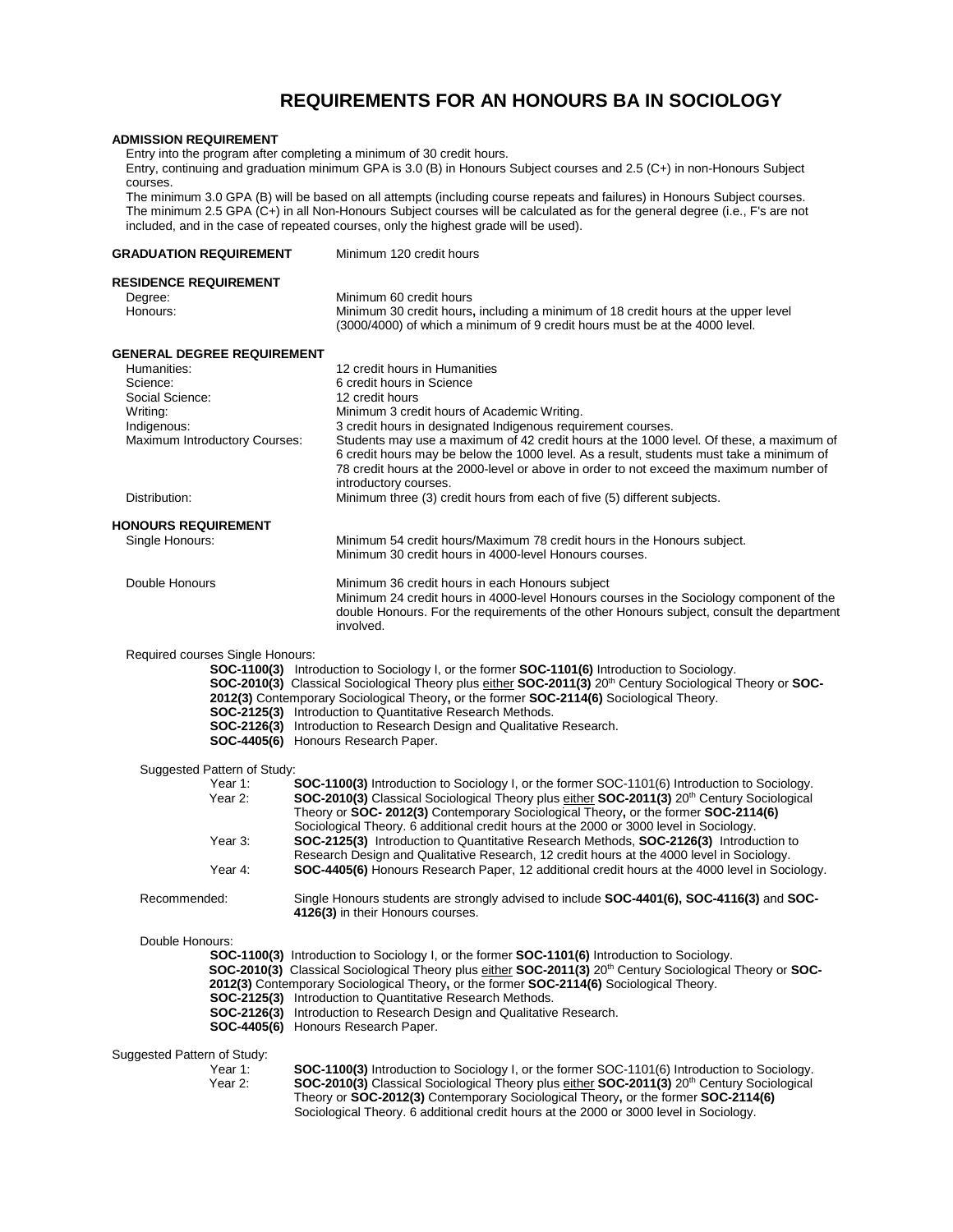# REQUIREMENTS FOR AN HONOURS BA IN SOCIOLOGY

**ADMISSION REQUIREMENT**

Entry into the program after completing a minimum of 30 credit hours.

Entry, continuing and graduation minimum GPA is 3.0 (B) in Honours Subject courses and 2.5 (C+) in non-Honours Subject courses.

The minimum 3.0 GPA (B) will be based on all attempts (including course repeats and failures) in Honours Subject courses. The minimum 2.5 GPA (C+) in all Non-Honours Subject courses will be calculated as for the general degree (i.e., F's are not included, and in the case of repeated courses, only the highest grade will be used).

**GRADUATION REQUIREMENT** Minimum 120 credit hours

**RESIDENCE REQUIREMENT**

Degree: Minimum 60 credit hours

Honours: Minimum 30 credit hours**,** including a minimum of 18 credit hours at the upper level (3000/4000) of which a minimum of 9 credit hours must be at the 4000 level.

**GENERAL DEGREE REQUIREMENT**

Humanities: 12 credit hours in Humanities

Science: 6 credit hours in Science

Social Science: 12 credit hours

Writing: Minimum 3 credit hours of Academic Writing.

Indigenous: 3 credit hours in designated Indigenous requirement courses.

Maximum Introductory Courses: Students may use a maximum of 42 credit hours at the 1000 level. Of these, a maximum of 6 credit hours may be below the 1000 level. As a result, students must take a minimum of 78 credit hours at the 2000-level or above in order to not exceed the maximum number of introductory courses.

Distribution: Minimum three (3) credit hours from each of five (5) different subjects.

**HONOURS REQUIREMENT**

Single Honours: Minimum 54 credit hours/Maximum 78 credit hours in the Honours subject. Minimum 30 credit hours in 4000-level Honours courses.

Double Honours: Minimum 36 credit hours in each Honours subject. Minimum 24 credit hours in 4000-level Honours courses in the Sociology component of the double Honours. For the requirements of the other Honours subject, consult the department involved.

Required courses Single Honours:

- **SOC-1100(3)** Introduction to Sociology I, or the former **SOC-1101(6)** Introduction to Sociology.
- **SOC-2010(3)** Classical Sociological Theory plus either **SOC-2011(3)** 20th Century Sociological Theory or **SOC-2012(3)** Contemporary Sociological Theory**,** or the former **SOC-2114(6)** Sociological Theory.
- **SOC-2125(3)** Introduction to Quantitative Research Methods.
- **SOC-2126(3)** Introduction to Research Design and Qualitative Research.
- **SOC-4405(6)** Honours Research Paper.

Suggested Pattern of Study:

- Year 1: **SOC-1100(3)** Introduction to Sociology I, or the former SOC-1101(6) Introduction to Sociology.
- Year 2: **SOC-2010(3)** Classical Sociological Theory plus either **SOC-2011(3)** 20th Century Sociological Theory or **SOC- 2012(3)** Contemporary Sociological Theory**,** or the former **SOC-2114(6)** Sociological Theory. 6 additional credit hours at the 2000 or 3000 level in Sociology.
- Year 3: **SOC-2125(3)** Introduction to Quantitative Research Methods, **SOC-2126(3)** Introduction to Research Design and Qualitative Research, 12 credit hours at the 4000 level in Sociology.
- Year 4: **SOC-4405(6)** Honours Research Paper, 12 additional credit hours at the 4000 level in Sociology.

Recommended: Single Honours students are strongly advised to include **SOC-4401(6), SOC-4116(3)** and **SOC-4126(3)** in their Honours courses.

Double Honours:

- **SOC-1100(3)** Introduction to Sociology I, or the former **SOC-1101(6)** Introduction to Sociology.
- **SOC-2010(3)** Classical Sociological Theory plus either **SOC-2011(3)** 20th Century Sociological Theory or **SOC-2012(3)** Contemporary Sociological Theory**,** or the former **SOC-2114(6)** Sociological Theory.
- **SOC-2125(3)** Introduction to Quantitative Research Methods.
- **SOC-2126(3)** Introduction to Research Design and Qualitative Research.
- **SOC-4405(6)** Honours Research Paper.

Suggested Pattern of Study:

- Year 1: **SOC-1100(3)** Introduction to Sociology I, or the former SOC-1101(6) Introduction to Sociology.
- Year 2: **SOC-2010(3)** Classical Sociological Theory plus either **SOC-2011(3)** 20th Century Sociological Theory or **SOC-2012(3)** Contemporary Sociological Theory**,** or the former **SOC-2114(6)** Sociological Theory. 6 additional credit hours at the 2000 or 3000 level in Sociology.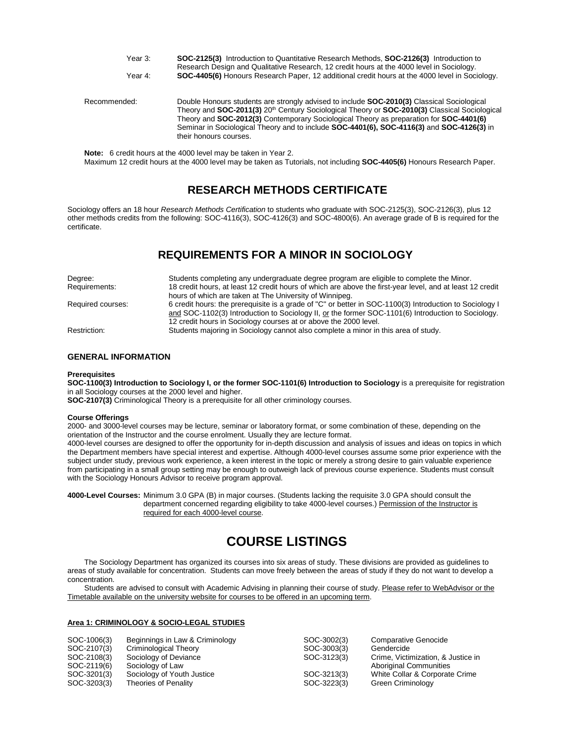Year 3: **SOC-2125(3)** Introduction to Quantitative Research Methods, **SOC-2126(3)** Introduction to Research Design and Qualitative Research, 12 credit hours at the 4000 level in Sociology.

Year 4: **SOC-4405(6)** Honours Research Paper, 12 additional credit hours at the 4000 level in Sociology.

Recommended: Double Honours students are strongly advised to include **SOC-2010(3)** Classical Sociological Theory and **SOC-2011(3)** 20th Century Sociological Theory or **SOC-2010(3)** Classical Sociological Theory and **SOC-2012(3)** Contemporary Sociological Theory as preparation for **SOC-4401(6)** Seminar in Sociological Theory and to include **SOC-4401(6), SOC-4116(3)** and **SOC-4126(3)** in their honours courses.

**Note:** 6 credit hours at the 4000 level may be taken in Year 2.
Maximum 12 credit hours at the 4000 level may be taken as Tutorials, not including **SOC-4405(6)** Honours Research Paper.

## RESEARCH METHODS CERTIFICATE

Sociology offers an 18 hour *Research Methods Certification* to students who graduate with SOC-2125(3), SOC-2126(3), plus 12 other methods credits from the following: SOC-4116(3), SOC-4126(3) and SOC-4800(6). An average grade of B is required for the certificate.

## REQUIREMENTS FOR A MINOR IN SOCIOLOGY

| | |
|---|---|
| Degree: | Students completing any undergraduate degree program are eligible to complete the Minor. |
| Requirements: | 18 credit hours, at least 12 credit hours of which are above the first-year level, and at least 12 credit hours of which are taken at The University of Winnipeg. |
| Required courses: | 6 credit hours: the prerequisite is a grade of "C" or better in SOC-1100(3) Introduction to Sociology I and SOC-1102(3) Introduction to Sociology II, or the former SOC-1101(6) Introduction to Sociology. 12 credit hours in Sociology courses at or above the 2000 level. |
| Restriction: | Students majoring in Sociology cannot also complete a minor in this area of study. |

### GENERAL INFORMATION

**Prerequisites**

**SOC-1100(3) Introduction to Sociology I, or the former SOC-1101(6) Introduction to Sociology** is a prerequisite for registration in all Sociology courses at the 2000 level and higher.
**SOC-2107(3)** Criminological Theory is a prerequisite for all other criminology courses.

**Course Offerings**

2000- and 3000-level courses may be lecture, seminar or laboratory format, or some combination of these, depending on the orientation of the Instructor and the course enrolment. Usually they are lecture format.
4000-level courses are designed to offer the opportunity for in-depth discussion and analysis of issues and ideas on topics in which the Department members have special interest and expertise. Although 4000-level courses assume some prior experience with the subject under study, previous work experience, a keen interest in the topic or merely a strong desire to gain valuable experience from participating in a small group setting may be enough to outweigh lack of previous course experience. Students must consult with the Sociology Honours Advisor to receive program approval.

**4000-Level Courses:** Minimum 3.0 GPA (B) in major courses. (Students lacking the requisite 3.0 GPA should consult the department concerned regarding eligibility to take 4000-level courses.) Permission of the Instructor is required for each 4000-level course.

# COURSE LISTINGS

The Sociology Department has organized its courses into six areas of study. These divisions are provided as guidelines to areas of study available for concentration. Students can move freely between the areas of study if they do not want to develop a concentration.

Students are advised to consult with Academic Advising in planning their course of study. Please refer to WebAdvisor or the Timetable available on the university website for courses to be offered in an upcoming term.

**Area 1: CRIMINOLOGY & SOCIO-LEGAL STUDIES**

| | | | |
|---|---|---|---|
| SOC-1006(3) | Beginnings in Law & Criminology | SOC-3002(3) | Comparative Genocide |
| SOC-2107(3) | Criminological Theory | SOC-3003(3) | Gendercide |
| SOC-2108(3) | Sociology of Deviance | SOC-3123(3) | Crime, Victimization, & Justice in Aboriginal Communities |
| SOC-2119(6) | Sociology of Law | | |
| SOC-3201(3) | Sociology of Youth Justice | SOC-3213(3) | White Collar & Corporate Crime |
| SOC-3203(3) | Theories of Penality | SOC-3223(3) | Green Criminology |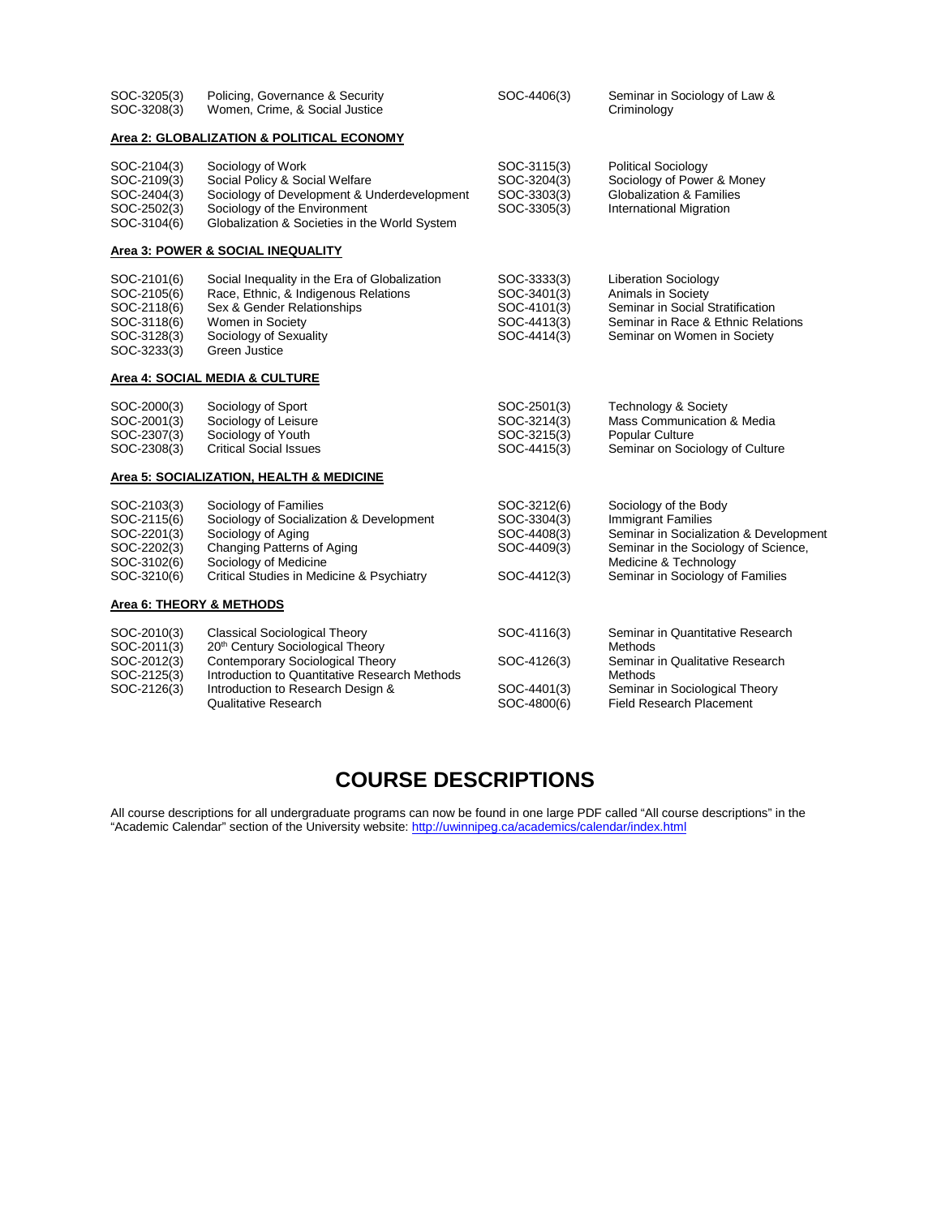| | | | |
|---|---|---|---|
| SOC-3205(3) | Policing, Governance & Security | SOC-4406(3) | Seminar in Sociology of Law & Criminology |
| SOC-3208(3) | Women, Crime, & Social Justice | | |

**Area 2: GLOBALIZATION & POLITICAL ECONOMY**

| | | | |
|---|---|---|---|
| SOC-2104(3) | Sociology of Work | SOC-3115(3) | Political Sociology |
| SOC-2109(3) | Social Policy & Social Welfare | SOC-3204(3) | Sociology of Power & Money |
| SOC-2404(3) | Sociology of Development & Underdevelopment | SOC-3303(3) | Globalization & Families |
| SOC-2502(3) | Sociology of the Environment | SOC-3305(3) | International Migration |
| SOC-3104(6) | Globalization & Societies in the World System | | |

**Area 3: POWER & SOCIAL INEQUALITY**

| | | | |
|---|---|---|---|
| SOC-2101(6) | Social Inequality in the Era of Globalization | SOC-3333(3) | Liberation Sociology |
| SOC-2105(6) | Race, Ethnic, & Indigenous Relations | SOC-3401(3) | Animals in Society |
| SOC-2118(6) | Sex & Gender Relationships | SOC-4101(3) | Seminar in Social Stratification |
| SOC-3118(6) | Women in Society | SOC-4413(3) | Seminar in Race & Ethnic Relations |
| SOC-3128(3) | Sociology of Sexuality | SOC-4414(3) | Seminar on Women in Society |
| SOC-3233(3) | Green Justice | | |

**Area 4: SOCIAL MEDIA & CULTURE**

| | | | |
|---|---|---|---|
| SOC-2000(3) | Sociology of Sport | SOC-2501(3) | Technology & Society |
| SOC-2001(3) | Sociology of Leisure | SOC-3214(3) | Mass Communication & Media |
| SOC-2307(3) | Sociology of Youth | SOC-3215(3) | Popular Culture |
| SOC-2308(3) | Critical Social Issues | SOC-4415(3) | Seminar on Sociology of Culture |

**Area 5: SOCIALIZATION, HEALTH & MEDICINE**

| | | | |
|---|---|---|---|
| SOC-2103(3) | Sociology of Families | SOC-3212(6) | Sociology of the Body |
| SOC-2115(6) | Sociology of Socialization & Development | SOC-3304(3) | Immigrant Families |
| SOC-2201(3) | Sociology of Aging | SOC-4408(3) | Seminar in Socialization & Development |
| SOC-2202(3) | Changing Patterns of Aging | SOC-4409(3) | Seminar in the Sociology of Science, Medicine & Technology |
| SOC-3102(6) | Sociology of Medicine | | |
| SOC-3210(6) | Critical Studies in Medicine & Psychiatry | SOC-4412(3) | Seminar in Sociology of Families |

**Area 6: THEORY & METHODS**

| | | | |
|---|---|---|---|
| SOC-2010(3) | Classical Sociological Theory | SOC-4116(3) | Seminar in Quantitative Research Methods |
| SOC-2011(3) | 20th Century Sociological Theory | | |
| SOC-2012(3) | Contemporary Sociological Theory | SOC-4126(3) | Seminar in Qualitative Research Methods |
| SOC-2125(3) | Introduction to Quantitative Research Methods | | |
| SOC-2126(3) | Introduction to Research Design & Qualitative Research | SOC-4401(3) | Seminar in Sociological Theory |
| | | SOC-4800(6) | Field Research Placement |

# COURSE DESCRIPTIONS

All course descriptions for all undergraduate programs can now be found in one large PDF called "All course descriptions" in the "Academic Calendar" section of the University website: http://uwinnipeg.ca/academics/calendar/index.html